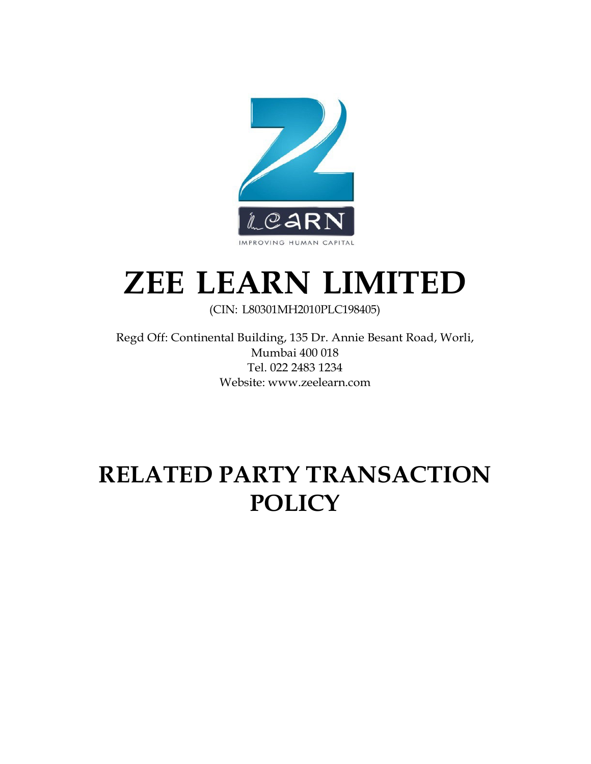# ZEE LEARN LIMITED

(CIN: L80301MH2010PLC198405)

Regd Off: Continental Building, 135 Dr. Annie Besant Road, Worli, Mumbai 400 018
Tel. 022 2483 1234
Website: www.zeelearn.com

# RELATED PARTY TRANSACTION POLICY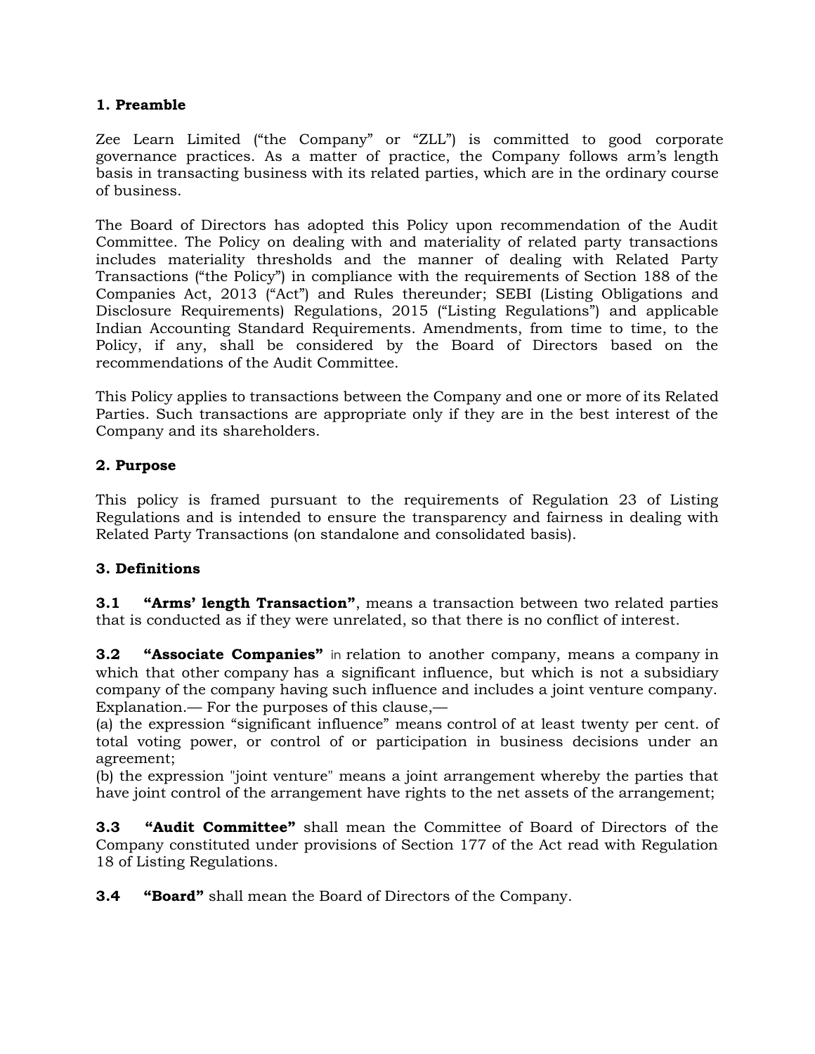## 1. Preamble

Zee Learn Limited ("the Company" or "ZLL") is committed to good corporate governance practices. As a matter of practice, the Company follows arm's length basis in transacting business with its related parties, which are in the ordinary course of business.

The Board of Directors has adopted this Policy upon recommendation of the Audit Committee. The Policy on dealing with and materiality of related party transactions includes materiality thresholds and the manner of dealing with Related Party Transactions ("the Policy") in compliance with the requirements of Section 188 of the Companies Act, 2013 ("Act") and Rules thereunder; SEBI (Listing Obligations and Disclosure Requirements) Regulations, 2015 ("Listing Regulations") and applicable Indian Accounting Standard Requirements. Amendments, from time to time, to the Policy, if any, shall be considered by the Board of Directors based on the recommendations of the Audit Committee.

This Policy applies to transactions between the Company and one or more of its Related Parties. Such transactions are appropriate only if they are in the best interest of the Company and its shareholders.

## 2. Purpose

This policy is framed pursuant to the requirements of Regulation 23 of Listing Regulations and is intended to ensure the transparency and fairness in dealing with Related Party Transactions (on standalone and consolidated basis).

## 3. Definitions

**3.1 "Arms' length Transaction"**, means a transaction between two related parties that is conducted as if they were unrelated, so that there is no conflict of interest.

**3.2 "Associate Companies"** in relation to another company, means a company in which that other company has a significant influence, but which is not a subsidiary company of the company having such influence and includes a joint venture company.
Explanation.— For the purposes of this clause,—
(a) the expression "significant influence" means control of at least twenty per cent. of total voting power, or control of or participation in business decisions under an agreement;
(b) the expression "joint venture" means a joint arrangement whereby the parties that have joint control of the arrangement have rights to the net assets of the arrangement;

**3.3 "Audit Committee"** shall mean the Committee of Board of Directors of the Company constituted under provisions of Section 177 of the Act read with Regulation 18 of Listing Regulations.

**3.4 "Board"** shall mean the Board of Directors of the Company.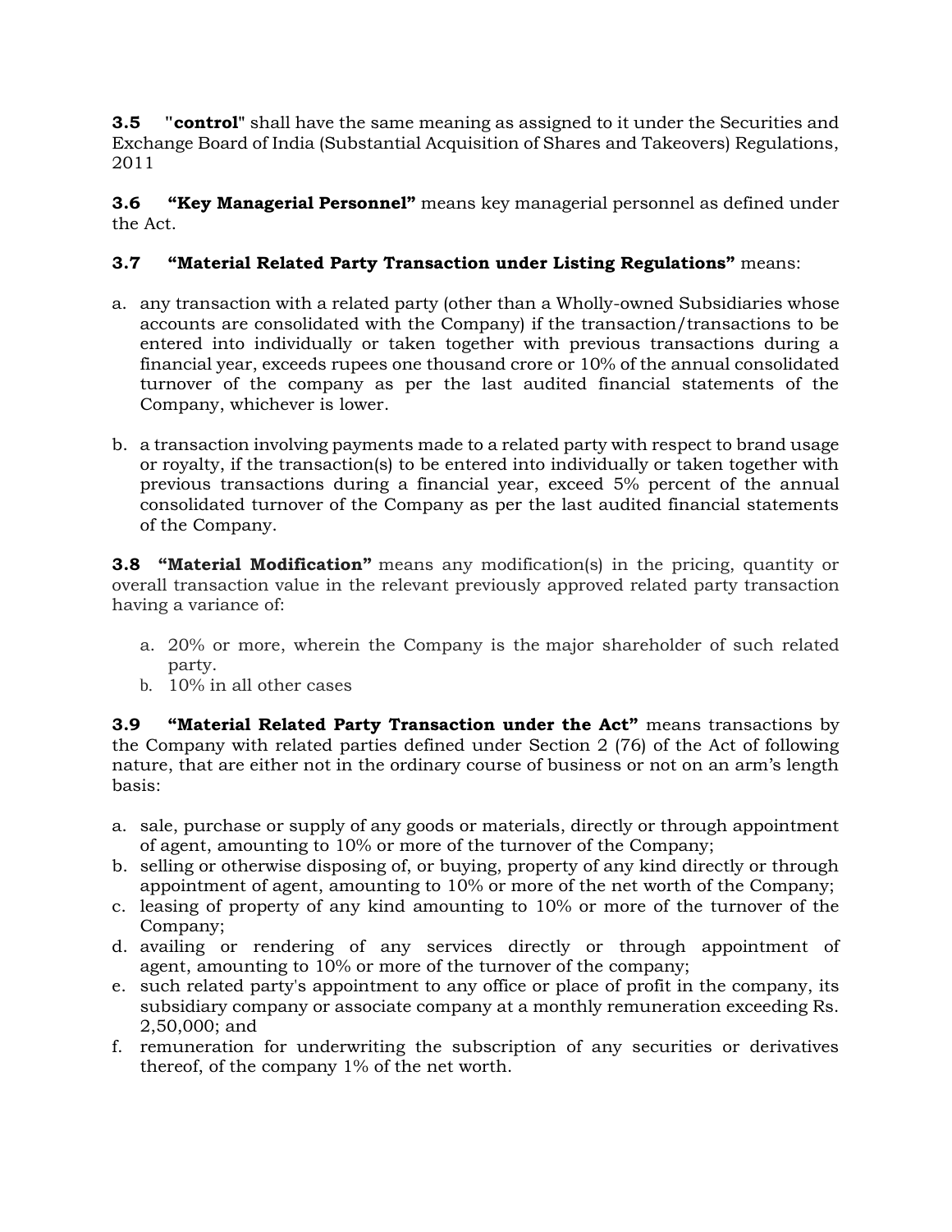**3.5** "**control**" shall have the same meaning as assigned to it under the Securities and Exchange Board of India (Substantial Acquisition of Shares and Takeovers) Regulations, 2011

**3.6** **"Key Managerial Personnel"** means key managerial personnel as defined under the Act.

**3.7** **"Material Related Party Transaction under Listing Regulations"** means:

a. any transaction with a related party (other than a Wholly-owned Subsidiaries whose accounts are consolidated with the Company) if the transaction/transactions to be entered into individually or taken together with previous transactions during a financial year, exceeds rupees one thousand crore or 10% of the annual consolidated turnover of the company as per the last audited financial statements of the Company, whichever is lower.

b. a transaction involving payments made to a related party with respect to brand usage or royalty, if the transaction(s) to be entered into individually or taken together with previous transactions during a financial year, exceed 5% percent of the annual consolidated turnover of the Company as per the last audited financial statements of the Company.

**3.8** **"Material Modification"** means any modification(s) in the pricing, quantity or overall transaction value in the relevant previously approved related party transaction having a variance of:

a. 20% or more, wherein the Company is the major shareholder of such related party.
b. 10% in all other cases

**3.9** **"Material Related Party Transaction under the Act"** means transactions by the Company with related parties defined under Section 2 (76) of the Act of following nature, that are either not in the ordinary course of business or not on an arm's length basis:

a. sale, purchase or supply of any goods or materials, directly or through appointment of agent, amounting to 10% or more of the turnover of the Company;
b. selling or otherwise disposing of, or buying, property of any kind directly or through appointment of agent, amounting to 10% or more of the net worth of the Company;
c. leasing of property of any kind amounting to 10% or more of the turnover of the Company;
d. availing or rendering of any services directly or through appointment of agent, amounting to 10% or more of the turnover of the company;
e. such related party's appointment to any office or place of profit in the company, its subsidiary company or associate company at a monthly remuneration exceeding Rs. 2,50,000; and
f. remuneration for underwriting the subscription of any securities or derivatives thereof, of the company 1% of the net worth.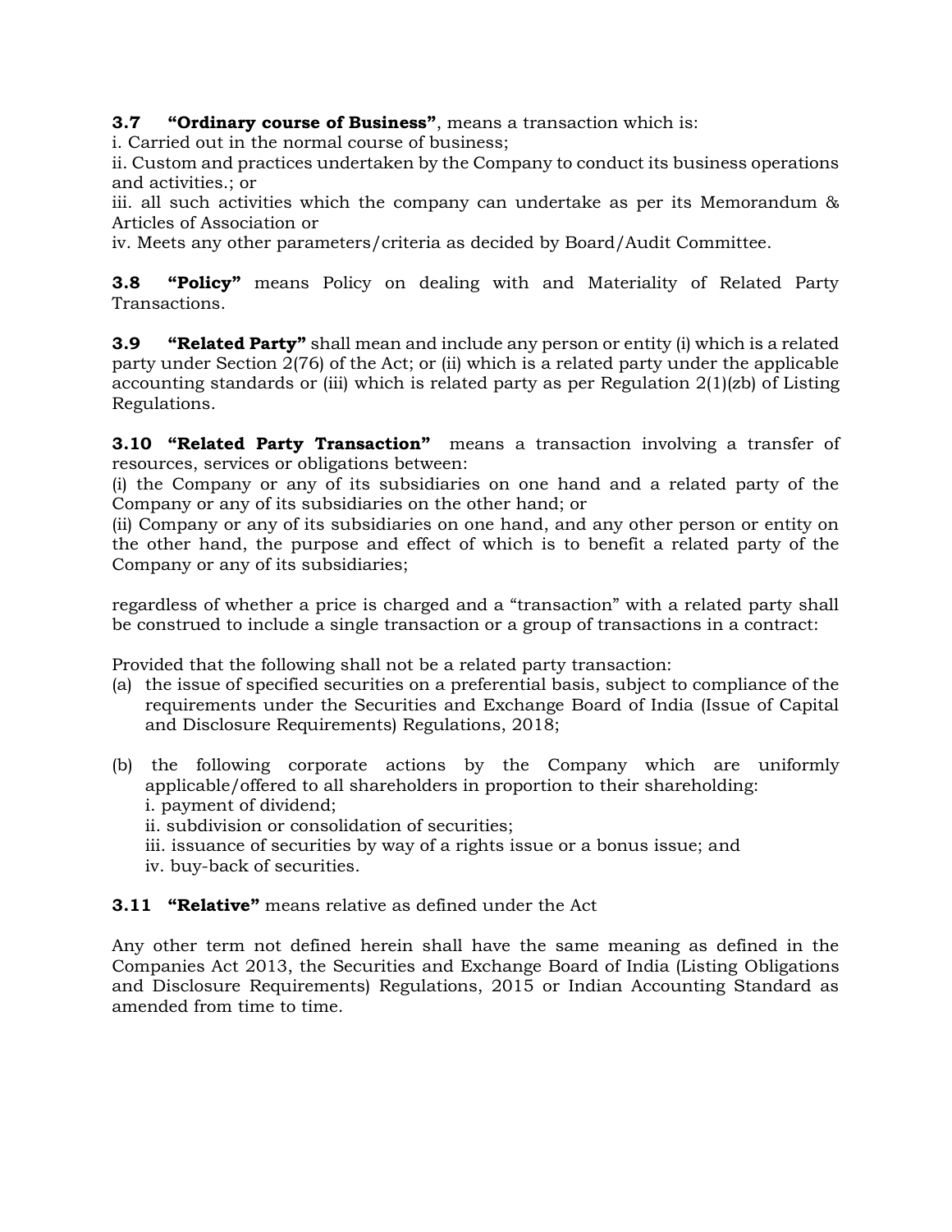**3.7 "Ordinary course of Business"**, means a transaction which is:
i. Carried out in the normal course of business;
ii. Custom and practices undertaken by the Company to conduct its business operations and activities.; or
iii. all such activities which the company can undertake as per its Memorandum & Articles of Association or
iv. Meets any other parameters/criteria as decided by Board/Audit Committee.

**3.8 "Policy"** means Policy on dealing with and Materiality of Related Party Transactions.

**3.9 "Related Party"** shall mean and include any person or entity (i) which is a related party under Section 2(76) of the Act; or (ii) which is a related party under the applicable accounting standards or (iii) which is related party as per Regulation 2(1)(zb) of Listing Regulations.

**3.10 "Related Party Transaction"** means a transaction involving a transfer of resources, services or obligations between:
(i) the Company or any of its subsidiaries on one hand and a related party of the Company or any of its subsidiaries on the other hand; or
(ii) Company or any of its subsidiaries on one hand, and any other person or entity on the other hand, the purpose and effect of which is to benefit a related party of the Company or any of its subsidiaries;

regardless of whether a price is charged and a "transaction" with a related party shall be construed to include a single transaction or a group of transactions in a contract:

Provided that the following shall not be a related party transaction:

(a) the issue of specified securities on a preferential basis, subject to compliance of the requirements under the Securities and Exchange Board of India (Issue of Capital and Disclosure Requirements) Regulations, 2018;

(b) the following corporate actions by the Company which are uniformly applicable/offered to all shareholders in proportion to their shareholding:
   i. payment of dividend;
   ii. subdivision or consolidation of securities;
   iii. issuance of securities by way of a rights issue or a bonus issue; and
   iv. buy-back of securities.

**3.11 "Relative"** means relative as defined under the Act

Any other term not defined herein shall have the same meaning as defined in the Companies Act 2013, the Securities and Exchange Board of India (Listing Obligations and Disclosure Requirements) Regulations, 2015 or Indian Accounting Standard as amended from time to time.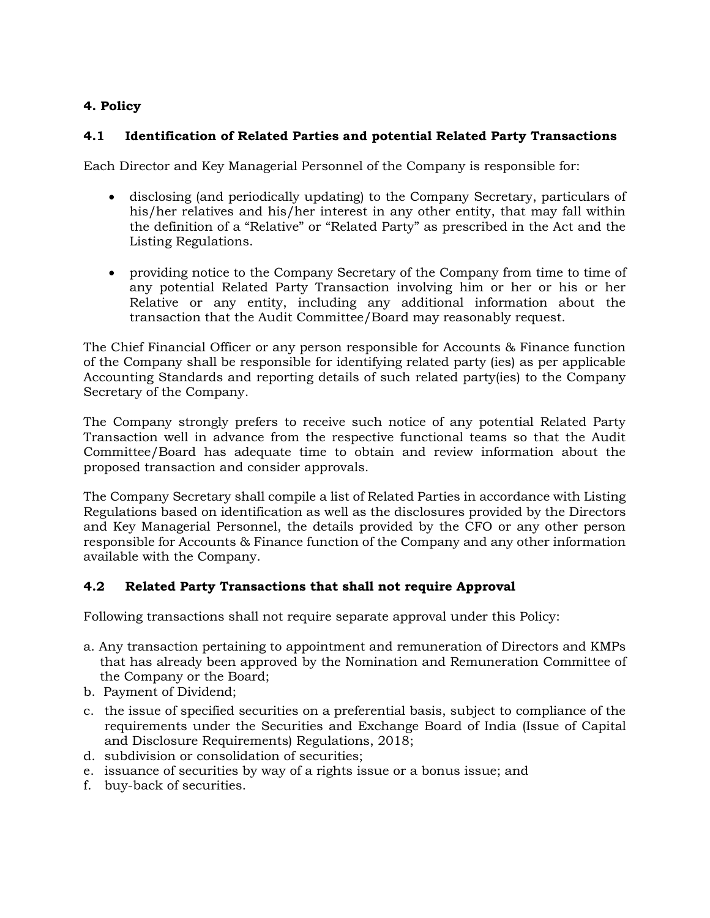## 4. Policy

### 4.1 Identification of Related Parties and potential Related Party Transactions

Each Director and Key Managerial Personnel of the Company is responsible for:

- disclosing (and periodically updating) to the Company Secretary, particulars of his/her relatives and his/her interest in any other entity, that may fall within the definition of a "Relative" or "Related Party" as prescribed in the Act and the Listing Regulations.

- providing notice to the Company Secretary of the Company from time to time of any potential Related Party Transaction involving him or her or his or her Relative or any entity, including any additional information about the transaction that the Audit Committee/Board may reasonably request.

The Chief Financial Officer or any person responsible for Accounts & Finance function of the Company shall be responsible for identifying related party (ies) as per applicable Accounting Standards and reporting details of such related party(ies) to the Company Secretary of the Company.

The Company strongly prefers to receive such notice of any potential Related Party Transaction well in advance from the respective functional teams so that the Audit Committee/Board has adequate time to obtain and review information about the proposed transaction and consider approvals.

The Company Secretary shall compile a list of Related Parties in accordance with Listing Regulations based on identification as well as the disclosures provided by the Directors and Key Managerial Personnel, the details provided by the CFO or any other person responsible for Accounts & Finance function of the Company and any other information available with the Company.

### 4.2 Related Party Transactions that shall not require Approval

Following transactions shall not require separate approval under this Policy:

a. Any transaction pertaining to appointment and remuneration of Directors and KMPs that has already been approved by the Nomination and Remuneration Committee of the Company or the Board;
b. Payment of Dividend;
c. the issue of specified securities on a preferential basis, subject to compliance of the requirements under the Securities and Exchange Board of India (Issue of Capital and Disclosure Requirements) Regulations, 2018;
d. subdivision or consolidation of securities;
e. issuance of securities by way of a rights issue or a bonus issue; and
f. buy-back of securities.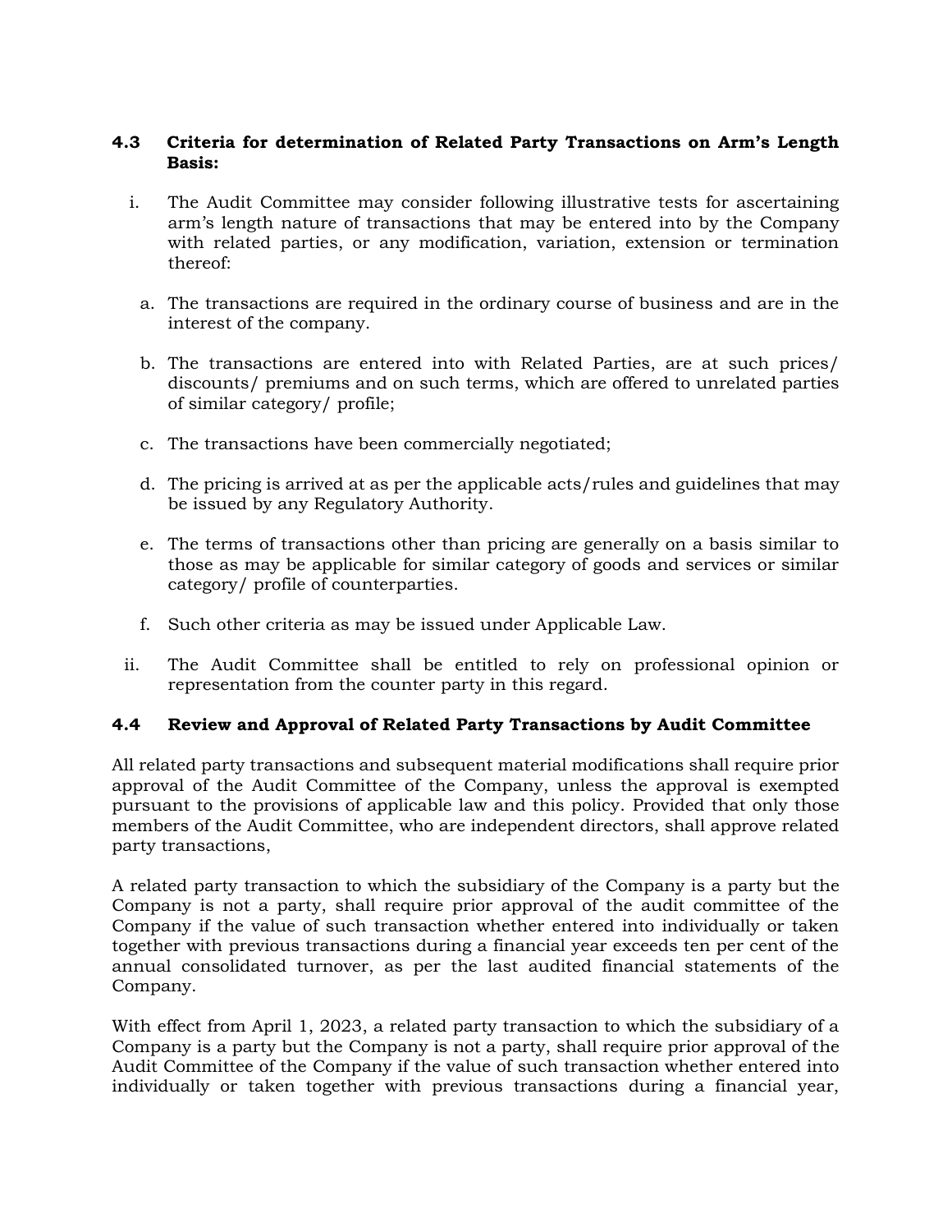### 4.3 Criteria for determination of Related Party Transactions on Arm's Length Basis:

i. The Audit Committee may consider following illustrative tests for ascertaining arm's length nature of transactions that may be entered into by the Company with related parties, or any modification, variation, extension or termination thereof:

   a. The transactions are required in the ordinary course of business and are in the interest of the company.

   b. The transactions are entered into with Related Parties, are at such prices/ discounts/ premiums and on such terms, which are offered to unrelated parties of similar category/ profile;

   c. The transactions have been commercially negotiated;

   d. The pricing is arrived at as per the applicable acts/rules and guidelines that may be issued by any Regulatory Authority.

   e. The terms of transactions other than pricing are generally on a basis similar to those as may be applicable for similar category of goods and services or similar category/ profile of counterparties.

   f. Such other criteria as may be issued under Applicable Law.

ii. The Audit Committee shall be entitled to rely on professional opinion or representation from the counter party in this regard.

### 4.4 Review and Approval of Related Party Transactions by Audit Committee

All related party transactions and subsequent material modifications shall require prior approval of the Audit Committee of the Company, unless the approval is exempted pursuant to the provisions of applicable law and this policy. Provided that only those members of the Audit Committee, who are independent directors, shall approve related party transactions,

A related party transaction to which the subsidiary of the Company is a party but the Company is not a party, shall require prior approval of the audit committee of the Company if the value of such transaction whether entered into individually or taken together with previous transactions during a financial year exceeds ten per cent of the annual consolidated turnover, as per the last audited financial statements of the Company.

With effect from April 1, 2023, a related party transaction to which the subsidiary of a Company is a party but the Company is not a party, shall require prior approval of the Audit Committee of the Company if the value of such transaction whether entered into individually or taken together with previous transactions during a financial year,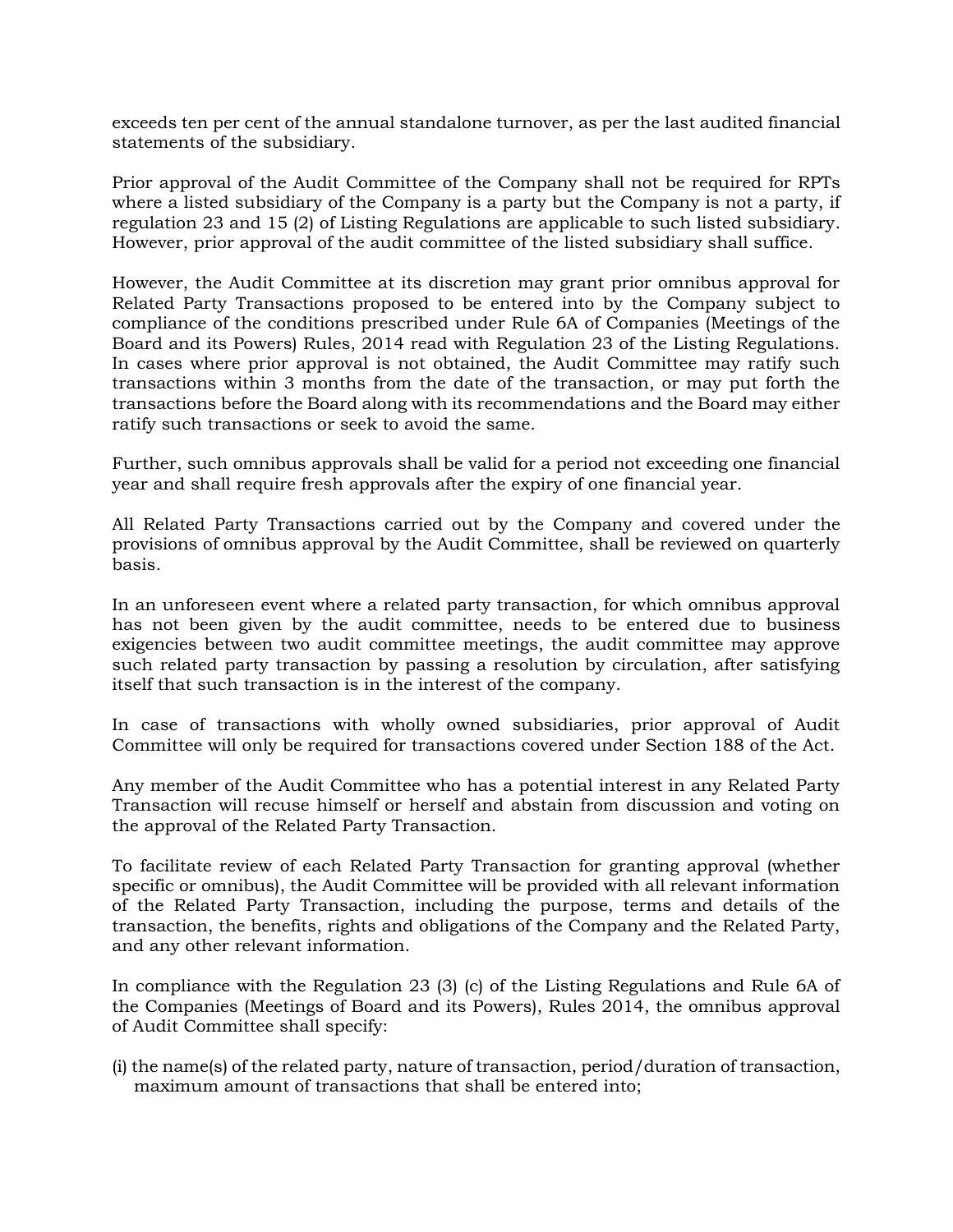exceeds ten per cent of the annual standalone turnover, as per the last audited financial statements of the subsidiary.

Prior approval of the Audit Committee of the Company shall not be required for RPTs where a listed subsidiary of the Company is a party but the Company is not a party, if regulation 23 and 15 (2) of Listing Regulations are applicable to such listed subsidiary. However, prior approval of the audit committee of the listed subsidiary shall suffice.

However, the Audit Committee at its discretion may grant prior omnibus approval for Related Party Transactions proposed to be entered into by the Company subject to compliance of the conditions prescribed under Rule 6A of Companies (Meetings of the Board and its Powers) Rules, 2014 read with Regulation 23 of the Listing Regulations. In cases where prior approval is not obtained, the Audit Committee may ratify such transactions within 3 months from the date of the transaction, or may put forth the transactions before the Board along with its recommendations and the Board may either ratify such transactions or seek to avoid the same.

Further, such omnibus approvals shall be valid for a period not exceeding one financial year and shall require fresh approvals after the expiry of one financial year.

All Related Party Transactions carried out by the Company and covered under the provisions of omnibus approval by the Audit Committee, shall be reviewed on quarterly basis.

In an unforeseen event where a related party transaction, for which omnibus approval has not been given by the audit committee, needs to be entered due to business exigencies between two audit committee meetings, the audit committee may approve such related party transaction by passing a resolution by circulation, after satisfying itself that such transaction is in the interest of the company.

In case of transactions with wholly owned subsidiaries, prior approval of Audit Committee will only be required for transactions covered under Section 188 of the Act.

Any member of the Audit Committee who has a potential interest in any Related Party Transaction will recuse himself or herself and abstain from discussion and voting on the approval of the Related Party Transaction.

To facilitate review of each Related Party Transaction for granting approval (whether specific or omnibus), the Audit Committee will be provided with all relevant information of the Related Party Transaction, including the purpose, terms and details of the transaction, the benefits, rights and obligations of the Company and the Related Party, and any other relevant information.

In compliance with the Regulation 23 (3) (c) of the Listing Regulations and Rule 6A of the Companies (Meetings of Board and its Powers), Rules 2014, the omnibus approval of Audit Committee shall specify:

(i) the name(s) of the related party, nature of transaction, period/duration of transaction, maximum amount of transactions that shall be entered into;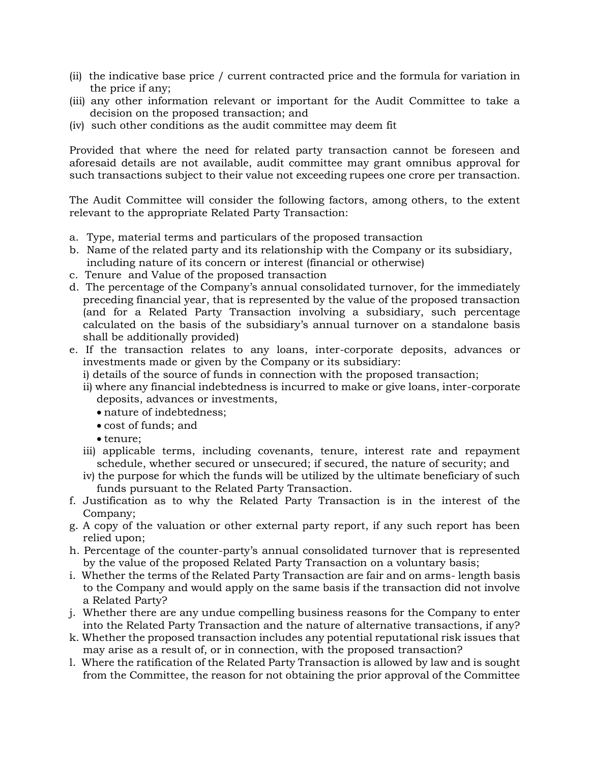(ii) the indicative base price / current contracted price and the formula for variation in the price if any;
(iii) any other information relevant or important for the Audit Committee to take a decision on the proposed transaction; and
(iv) such other conditions as the audit committee may deem fit

Provided that where the need for related party transaction cannot be foreseen and aforesaid details are not available, audit committee may grant omnibus approval for such transactions subject to their value not exceeding rupees one crore per transaction.

The Audit Committee will consider the following factors, among others, to the extent relevant to the appropriate Related Party Transaction:

a. Type, material terms and particulars of the proposed transaction
b. Name of the related party and its relationship with the Company or its subsidiary, including nature of its concern or interest (financial or otherwise)
c. Tenure and Value of the proposed transaction
d. The percentage of the Company's annual consolidated turnover, for the immediately preceding financial year, that is represented by the value of the proposed transaction (and for a Related Party Transaction involving a subsidiary, such percentage calculated on the basis of the subsidiary's annual turnover on a standalone basis shall be additionally provided)
e. If the transaction relates to any loans, inter-corporate deposits, advances or investments made or given by the Company or its subsidiary:
   i) details of the source of funds in connection with the proposed transaction;
   ii) where any financial indebtedness is incurred to make or give loans, inter-corporate deposits, advances or investments,
      - nature of indebtedness;
      - cost of funds; and
      - tenure;
   iii) applicable terms, including covenants, tenure, interest rate and repayment schedule, whether secured or unsecured; if secured, the nature of security; and
   iv) the purpose for which the funds will be utilized by the ultimate beneficiary of such funds pursuant to the Related Party Transaction.
f. Justification as to why the Related Party Transaction is in the interest of the Company;
g. A copy of the valuation or other external party report, if any such report has been relied upon;
h. Percentage of the counter-party's annual consolidated turnover that is represented by the value of the proposed Related Party Transaction on a voluntary basis;
i. Whether the terms of the Related Party Transaction are fair and on arms- length basis to the Company and would apply on the same basis if the transaction did not involve a Related Party?
j. Whether there are any undue compelling business reasons for the Company to enter into the Related Party Transaction and the nature of alternative transactions, if any?
k. Whether the proposed transaction includes any potential reputational risk issues that may arise as a result of, or in connection, with the proposed transaction?
l. Where the ratification of the Related Party Transaction is allowed by law and is sought from the Committee, the reason for not obtaining the prior approval of the Committee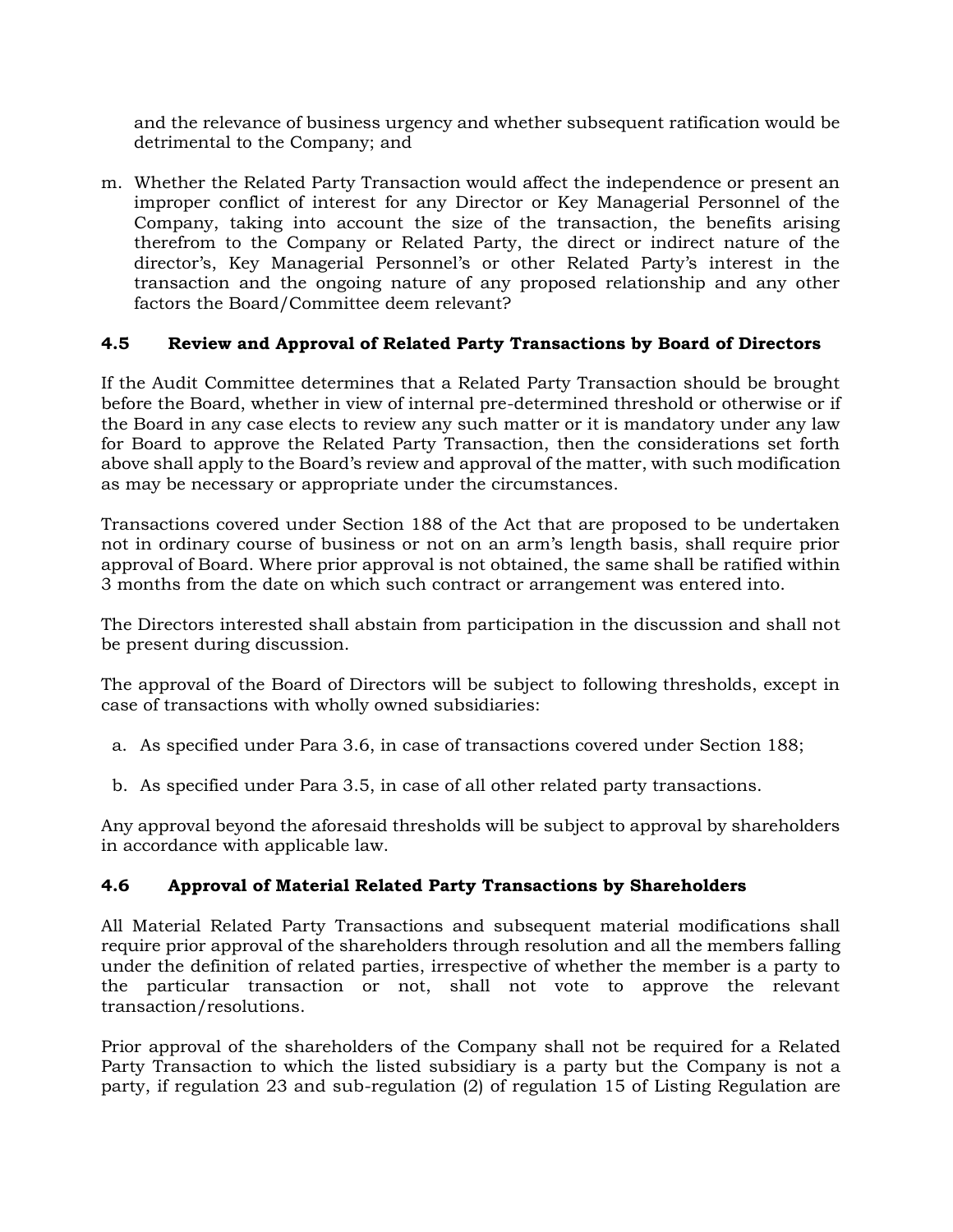and the relevance of business urgency and whether subsequent ratification would be detrimental to the Company; and

m. Whether the Related Party Transaction would affect the independence or present an improper conflict of interest for any Director or Key Managerial Personnel of the Company, taking into account the size of the transaction, the benefits arising therefrom to the Company or Related Party, the direct or indirect nature of the director's, Key Managerial Personnel's or other Related Party's interest in the transaction and the ongoing nature of any proposed relationship and any other factors the Board/Committee deem relevant?

### 4.5 Review and Approval of Related Party Transactions by Board of Directors

If the Audit Committee determines that a Related Party Transaction should be brought before the Board, whether in view of internal pre-determined threshold or otherwise or if the Board in any case elects to review any such matter or it is mandatory under any law for Board to approve the Related Party Transaction, then the considerations set forth above shall apply to the Board's review and approval of the matter, with such modification as may be necessary or appropriate under the circumstances.

Transactions covered under Section 188 of the Act that are proposed to be undertaken not in ordinary course of business or not on an arm's length basis, shall require prior approval of Board. Where prior approval is not obtained, the same shall be ratified within 3 months from the date on which such contract or arrangement was entered into.

The Directors interested shall abstain from participation in the discussion and shall not be present during discussion.

The approval of the Board of Directors will be subject to following thresholds, except in case of transactions with wholly owned subsidiaries:

a. As specified under Para 3.6, in case of transactions covered under Section 188;

b. As specified under Para 3.5, in case of all other related party transactions.

Any approval beyond the aforesaid thresholds will be subject to approval by shareholders in accordance with applicable law.

### 4.6 Approval of Material Related Party Transactions by Shareholders

All Material Related Party Transactions and subsequent material modifications shall require prior approval of the shareholders through resolution and all the members falling under the definition of related parties, irrespective of whether the member is a party to the particular transaction or not, shall not vote to approve the relevant transaction/resolutions.

Prior approval of the shareholders of the Company shall not be required for a Related Party Transaction to which the listed subsidiary is a party but the Company is not a party, if regulation 23 and sub-regulation (2) of regulation 15 of Listing Regulation are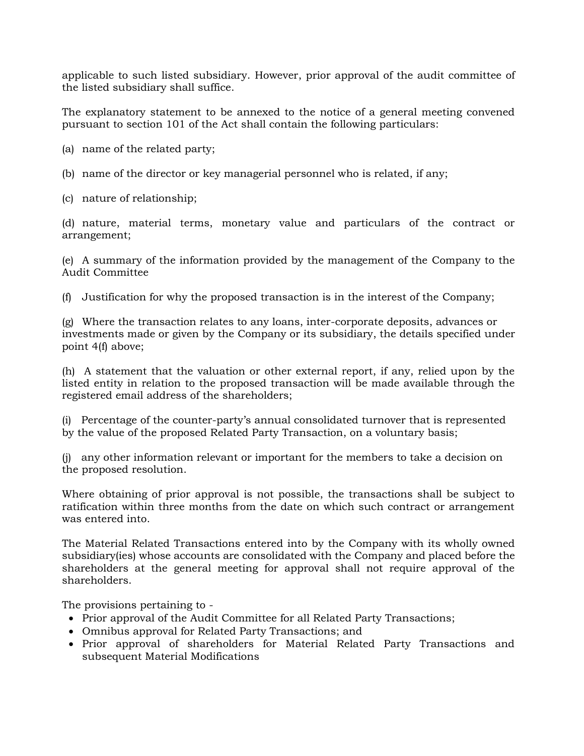applicable to such listed subsidiary. However, prior approval of the audit committee of the listed subsidiary shall suffice.

The explanatory statement to be annexed to the notice of a general meeting convened pursuant to section 101 of the Act shall contain the following particulars:

(a) name of the related party;

(b) name of the director or key managerial personnel who is related, if any;

(c) nature of relationship;

(d) nature, material terms, monetary value and particulars of the contract or arrangement;

(e) A summary of the information provided by the management of the Company to the Audit Committee

(f) Justification for why the proposed transaction is in the interest of the Company;

(g) Where the transaction relates to any loans, inter-corporate deposits, advances or investments made or given by the Company or its subsidiary, the details specified under point 4(f) above;

(h) A statement that the valuation or other external report, if any, relied upon by the listed entity in relation to the proposed transaction will be made available through the registered email address of the shareholders;

(i) Percentage of the counter-party's annual consolidated turnover that is represented by the value of the proposed Related Party Transaction, on a voluntary basis;

(j) any other information relevant or important for the members to take a decision on the proposed resolution.

Where obtaining of prior approval is not possible, the transactions shall be subject to ratification within three months from the date on which such contract or arrangement was entered into.

The Material Related Transactions entered into by the Company with its wholly owned subsidiary(ies) whose accounts are consolidated with the Company and placed before the shareholders at the general meeting for approval shall not require approval of the shareholders.

The provisions pertaining to -

- Prior approval of the Audit Committee for all Related Party Transactions;
- Omnibus approval for Related Party Transactions; and
- Prior approval of shareholders for Material Related Party Transactions and subsequent Material Modifications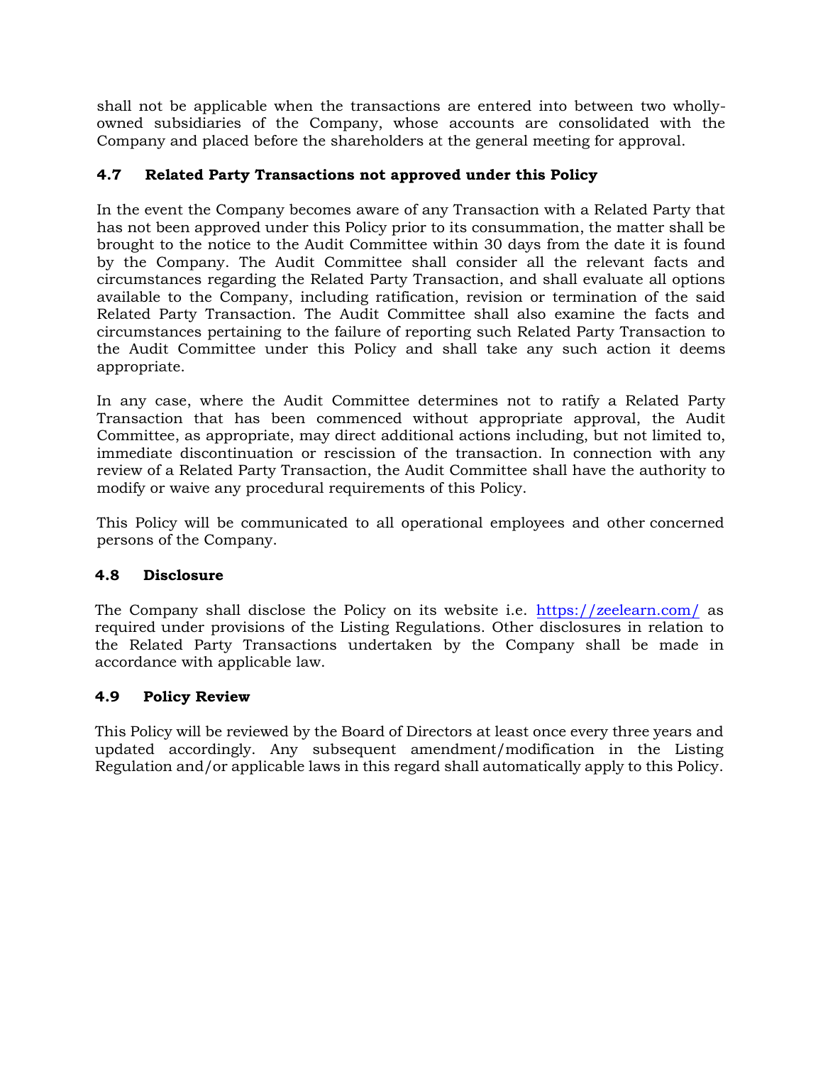shall not be applicable when the transactions are entered into between two wholly-owned subsidiaries of the Company, whose accounts are consolidated with the Company and placed before the shareholders at the general meeting for approval.

### 4.7 Related Party Transactions not approved under this Policy

In the event the Company becomes aware of any Transaction with a Related Party that has not been approved under this Policy prior to its consummation, the matter shall be brought to the notice to the Audit Committee within 30 days from the date it is found by the Company. The Audit Committee shall consider all the relevant facts and circumstances regarding the Related Party Transaction, and shall evaluate all options available to the Company, including ratification, revision or termination of the said Related Party Transaction. The Audit Committee shall also examine the facts and circumstances pertaining to the failure of reporting such Related Party Transaction to the Audit Committee under this Policy and shall take any such action it deems appropriate.

In any case, where the Audit Committee determines not to ratify a Related Party Transaction that has been commenced without appropriate approval, the Audit Committee, as appropriate, may direct additional actions including, but not limited to, immediate discontinuation or rescission of the transaction. In connection with any review of a Related Party Transaction, the Audit Committee shall have the authority to modify or waive any procedural requirements of this Policy.

This Policy will be communicated to all operational employees and other concerned persons of the Company.

### 4.8 Disclosure

The Company shall disclose the Policy on its website i.e. [https://zeelearn.com/](https://zeelearn.com/) as required under provisions of the Listing Regulations. Other disclosures in relation to the Related Party Transactions undertaken by the Company shall be made in accordance with applicable law.

### 4.9 Policy Review

This Policy will be reviewed by the Board of Directors at least once every three years and updated accordingly. Any subsequent amendment/modification in the Listing Regulation and/or applicable laws in this regard shall automatically apply to this Policy.